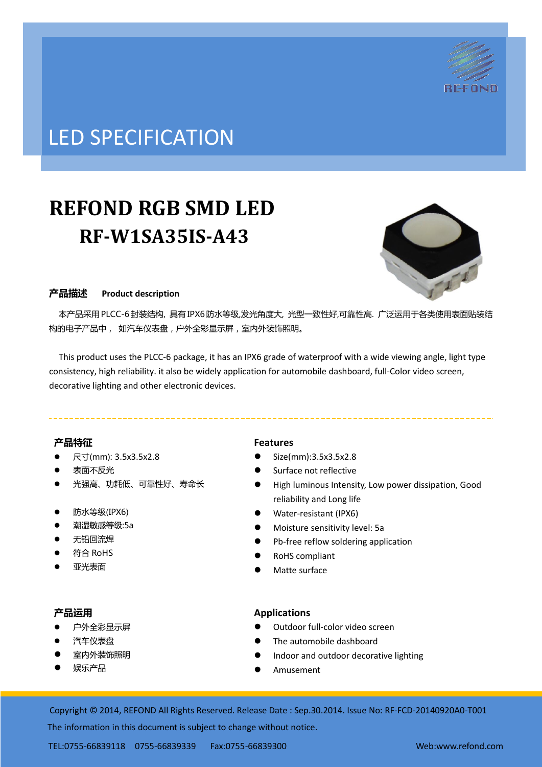# LED SPECIFICATION

# REFOND RGB SMD LED

# RF-W1SA35IS-A43

**产品描述　Product description**

本产品采用PLCC-6封装结构, 具有IPX6防水等级,发光角度大, 光型一致性好,可靠性高. 广泛运用于各类使用表面贴装结构的电子产品中， 如汽车仪表盘，户外全彩显示屏，室内外装饰照明。

This product uses the PLCC-6 package, it has an IPX6 grade of waterproof with a wide viewing angle, light type consistency, high reliability. it also be widely application for automobile dashboard, full-Color video screen, decorative lighting and other electronic devices.

## 产品特征

- 尺寸(mm): 3.5x3.5x2.8
- 表面不反光
- 光强高、功耗低、可靠性好、寿命长
- 防水等级(IPX6)
- 潮湿敏感等级:5a
- 无铅回流焊
- 符合 RoHS
- 亚光表面

## Features

- Size(mm):3.5x3.5x2.8
- Surface not reflective
- High luminous Intensity, Low power dissipation, Good reliability and Long life
- Water-resistant (IPX6)
- Moisture sensitivity level: 5a
- Pb-free reflow soldering application
- RoHS compliant
- Matte surface

## 产品运用

- 户外全彩显示屏
- 汽车仪表盘
- 室内外装饰照明
- 娱乐产品

## Applications

- Outdoor full-color video screen
- The automobile dashboard
- Indoor and outdoor decorative lighting
- Amusement

Copyright © 2014, REFOND All Rights Reserved. Release Date : Sep.30.2014. Issue No: RF-FCD-20140920A0-T001

The information in this document is subject to change without notice.

TEL:0755-66839118　0755-66839339　Fax:0755-66839300　Web:www.refond.com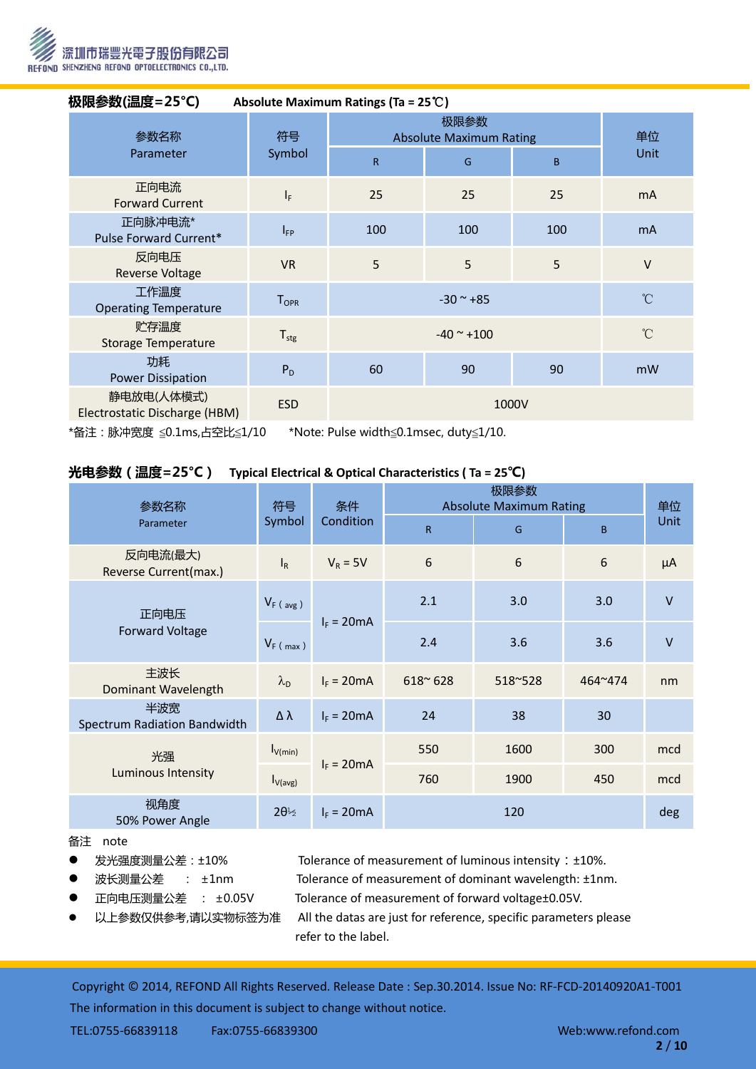## 极限参数(温度=25°C)　　Absolute Maximum Ratings (Ta = 25℃)

| 参数名称 Parameter | 符号 Symbol | 极限参数 Absolute Maximum Rating | | | 单位 Unit |
|---|---|---|---|---|---|
| | | R | G | B | |
| 正向电流 Forward Current | $I_F$ | 25 | 25 | 25 | mA |
| 正向脉冲电流* Pulse Forward Current* | $I_{FP}$ | 100 | 100 | 100 | mA |
| 反向电压 Reverse Voltage | VR | 5 | 5 | 5 | V |
| 工作温度 Operating Temperature | $T_{OPR}$ | -30 ~ +85 | | | ℃ |
| 贮存温度 Storage Temperature | $T_{stg}$ | -40 ~ +100 | | | ℃ |
| 功耗 Power Dissipation | $P_D$ | 60 | 90 | 90 | mW |
| 静电放电(人体模式) Electrostatic Discharge (HBM) | ESD | 1000V | | | |

*备注：脉冲宽度 ≦0.1ms,占空比≦1/10　　*Note: Pulse width≦0.1msec, duty≦1/10.

## 光电参数（温度=25°C）　Typical Electrical & Optical Characteristics ( Ta = 25℃)

| 参数名称 Parameter | 符号 Symbol | 条件 Condition | 极限参数 Absolute Maximum Rating | | | 单位 Unit |
|---|---|---|---|---|---|---|
| | | | R | G | B | |
| 反向电流(最大) Reverse Current(max.) | $I_R$ | $V_R$ = 5V | 6 | 6 | 6 | μA |
| 正向电压 Forward Voltage | $V_{F(avg)}$ | $I_F$ = 20mA | 2.1 | 3.0 | 3.0 | V |
| | $V_{F(max)}$ | | 2.4 | 3.6 | 3.6 | V |
| 主波长 Dominant Wavelength | $\lambda_D$ | $I_F$ = 20mA | 618~ 628 | 518~528 | 464~474 | nm |
| 半波宽 Spectrum Radiation Bandwidth | $\Delta\lambda$ | $I_F$ = 20mA | 24 | 38 | 30 | |
| 光强 Luminous Intensity | $I_{V(min)}$ | $I_F$ = 20mA | 550 | 1600 | 300 | mcd |
| | $I_{V(avg)}$ | | 760 | 1900 | 450 | mcd |
| 视角度 50% Power Angle | $2\theta_{1/2}$ | $I_F$ = 20mA | 120 | | | deg |

备注　note

- 发光强度测量公差：±10%　　Tolerance of measurement of luminous intensity：±10%.
- 波长测量公差　：±1nm　　Tolerance of measurement of dominant wavelength: ±1nm.
- 正向电压测量公差　：±0.05V　　Tolerance of measurement of forward voltage±0.05V.
- 以上参数仅供参考,请以实物标签为准　　All the datas are just for reference, specific parameters please refer to the label.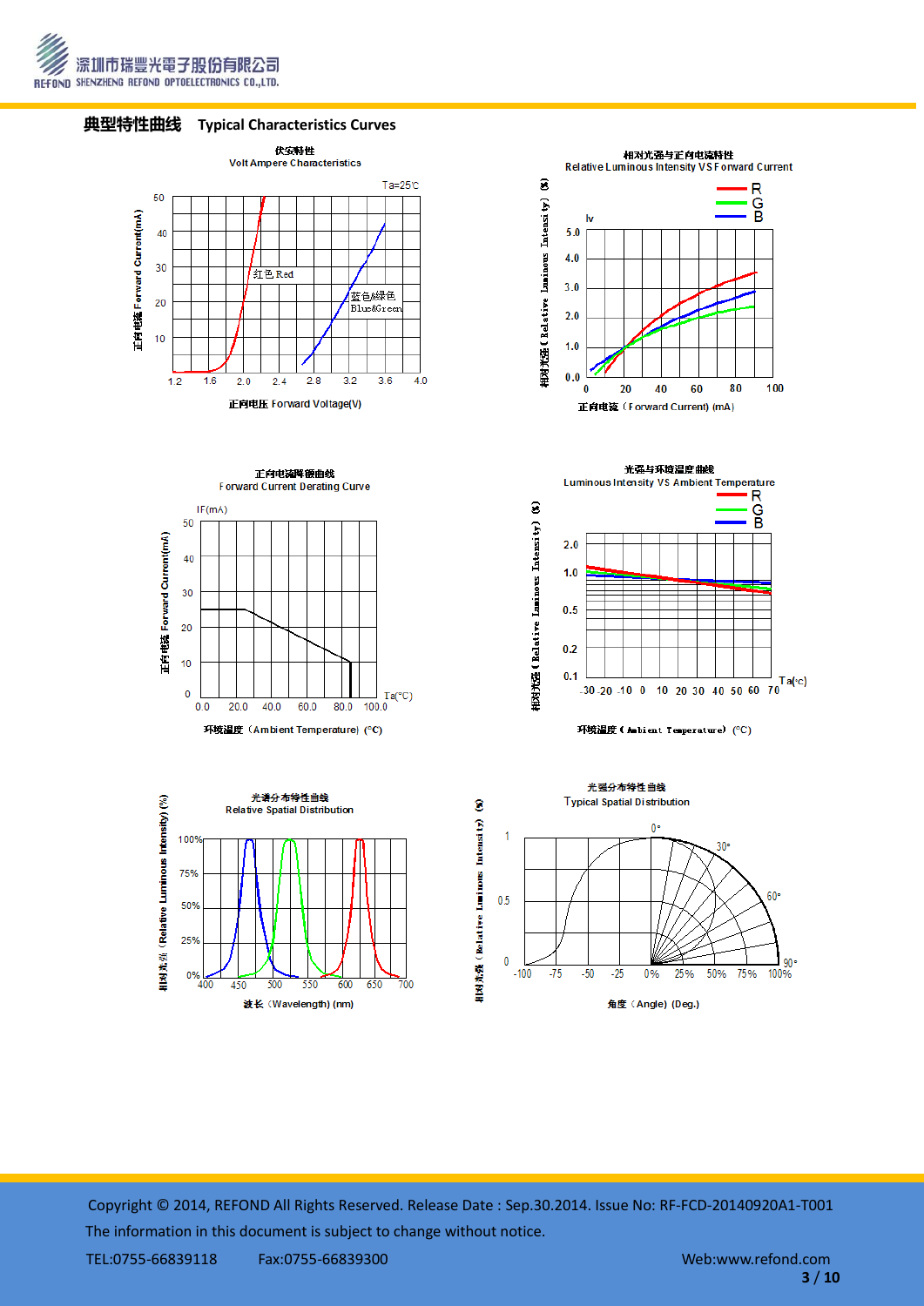## 典型特性曲线 Typical Characteristics Curves

伏安特性
Volt Ampere Characteristics

Ta=25℃

正向电流 Forward Current(mA)

正向电压 Forward Voltage(V)

红色 Red

蓝色&绿色 Blue&Green

相对光强与正向电流特性
Relative Luminous Intensity VS Forward Current

相对光强（Relative Luminous Intensity）(%)

正向电流（Forward Current) (mA)

正向电流降额曲线
Forward Current Derating Curve

IF(mA)

正向电流 Forward Current(mA)

环境温度（Ambient Temperature) (℃)

光强与环境温度曲线
Luminous Intensity VS Ambient Temperature

相对光强（Relative Luminous Intensity）(%)

环境温度（Ambient Temperature) (℃)

光谱分布特性曲线
Relative Spatial Distribution

相对光强（Relative Luminous Intensity) (%)

波长（Wavelength) (nm)

光强分布特性曲线
Typical Spatial Distribution

相对光强（Relative Luminous Intensity) (%)

角度（Angle) (Deg.)

Copyright © 2014, REFOND All Rights Reserved. Release Date : Sep.30.2014. Issue No: RF-FCD-20140920A1-T001

The information in this document is subject to change without notice.

TEL:0755-66839118 Fax:0755-66839300 Web:www.refond.com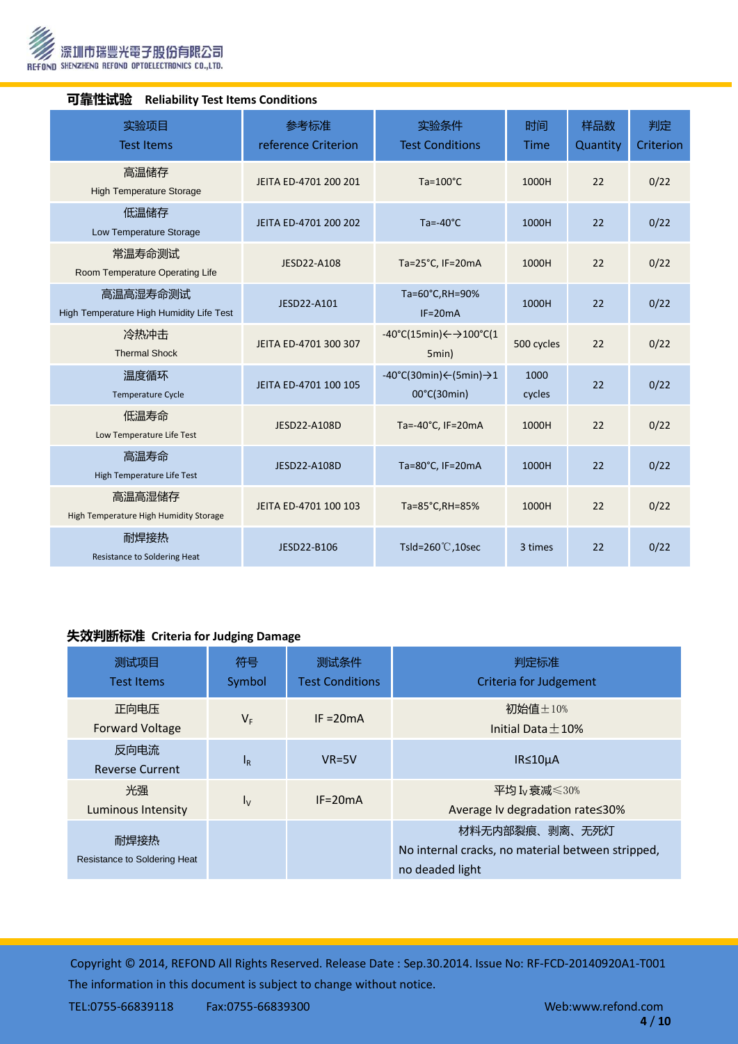## 可靠性试验 Reliability Test Items Conditions

| 实验项目 Test Items | 参考标准 reference Criterion | 实验条件 Test Conditions | 时间 Time | 样品数 Quantity | 判定 Criterion |
|---|---|---|---|---|---|
| 高温储存 High Temperature Storage | JEITA ED-4701 200 201 | Ta=100°C | 1000H | 22 | 0/22 |
| 低温储存 Low Temperature Storage | JEITA ED-4701 200 202 | Ta=-40°C | 1000H | 22 | 0/22 |
| 常温寿命测试 Room Temperature Operating Life | JESD22-A108 | Ta=25°C, IF=20mA | 1000H | 22 | 0/22 |
| 高温高湿寿命测试 High Temperature High Humidity Life Test | JESD22-A101 | Ta=60°C,RH=90% IF=20mA | 1000H | 22 | 0/22 |
| 冷热冲击 Thermal Shock | JEITA ED-4701 300 307 | -40°C(15min)←→100°C(15min) | 500 cycles | 22 | 0/22 |
| 温度循环 Temperature Cycle | JEITA ED-4701 100 105 | -40°C(30min)←(5min)→100°C(30min) | 1000 cycles | 22 | 0/22 |
| 低温寿命 Low Temperature Life Test | JESD22-A108D | Ta=-40°C, IF=20mA | 1000H | 22 | 0/22 |
| 高温寿命 High Temperature Life Test | JESD22-A108D | Ta=80°C, IF=20mA | 1000H | 22 | 0/22 |
| 高温高湿储存 High Temperature High Humidity Storage | JEITA ED-4701 100 103 | Ta=85°C,RH=85% | 1000H | 22 | 0/22 |
| 耐焊接热 Resistance to Soldering Heat | JESD22-B106 | Tsld=260℃,10sec | 3 times | 22 | 0/22 |

## 失效判断标准 Criteria for Judging Damage

| 测试项目 Test Items | 符号 Symbol | 测试条件 Test Conditions | 判定标准 Criteria for Judgement |
|---|---|---|---|
| 正向电压 Forward Voltage | $V_F$ | IF =20mA | 初始值±10% Initial Data±10% |
| 反向电流 Reverse Current | $I_R$ | VR=5V | IR≤10μA |
| 光强 Luminous Intensity | $I_V$ | IF=20mA | 平均 $I_V$ 衰减≤30% Average Iv degradation rate≤30% |
| 耐焊接热 Resistance to Soldering Heat | | | 材料无内部裂痕、剥离、无死灯 No internal cracks, no material between stripped, no deaded light |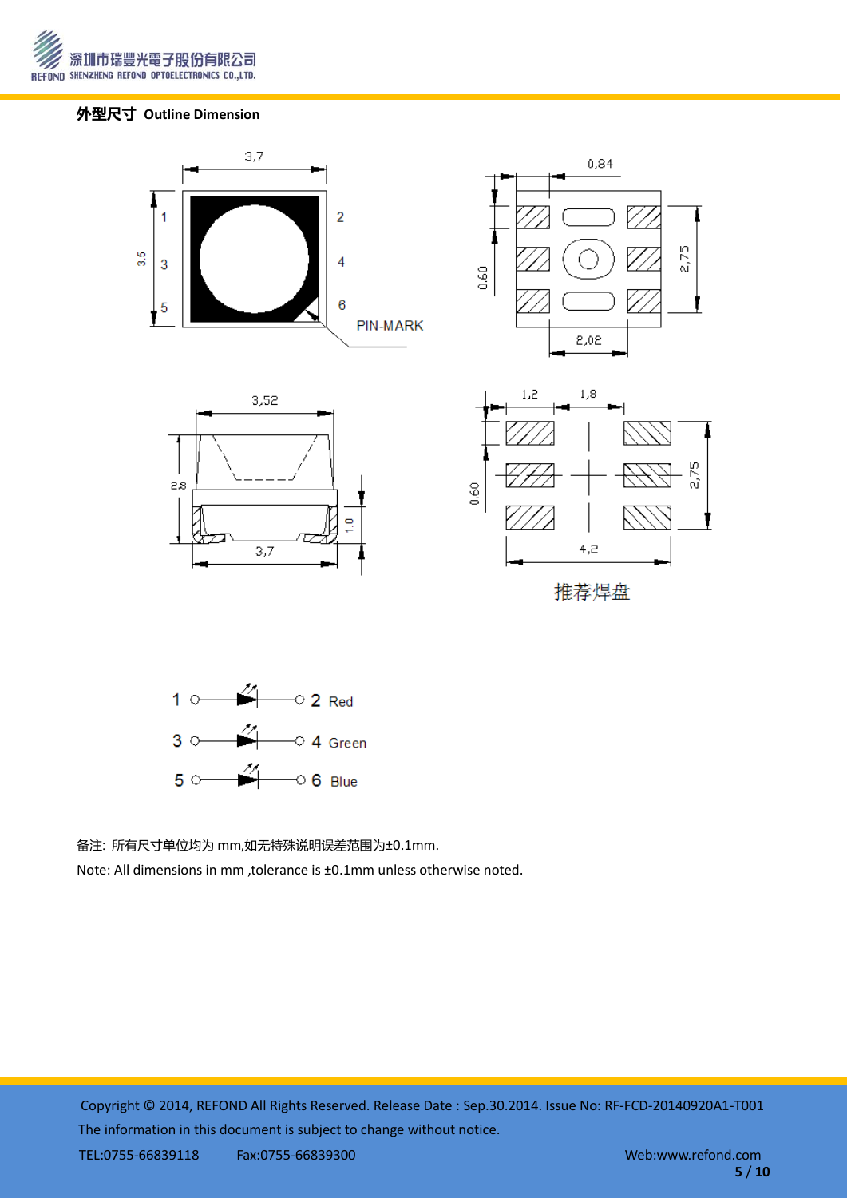## 外型尺寸 Outline Dimension

3,7

3.5

1 2

3 4

5 6

PIN-MARK

0,84

0,60

2,75

2,02

3,52

2.8

1.0

3,7

1,2 1,8

0,60

2,75

4,2

推荐焊盘

1 ○—▶|—○ 2 Red

3 ○—▶|—○ 4 Green

5 ○—▶|—○ 6 Blue

备注: 所有尺寸单位均为 mm,如无特殊说明误差范围为±0.1mm.

Note: All dimensions in mm ,tolerance is ±0.1mm unless otherwise noted.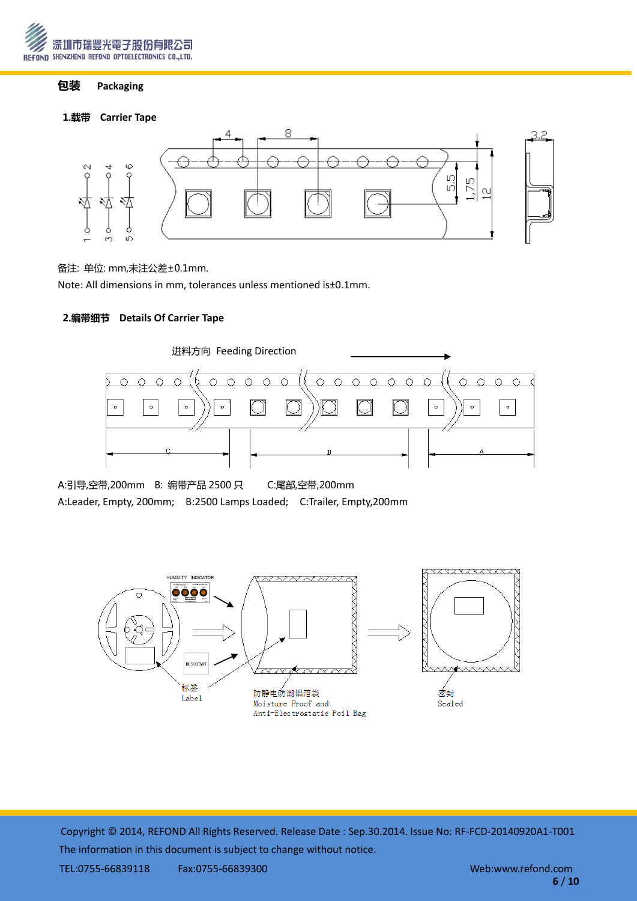# 包装 Packaging

## 1.载带 Carrier Tape

备注: 单位: mm,未注公差±0.1mm.

Note: All dimensions in mm, tolerances unless mentioned is±0.1mm.

## 2.编带细节 Details Of Carrier Tape

进料方向 Feeding Direction

A:引导,空带,200mm B: 编带产品 2500 只 C:尾部,空带,200mm

A:Leader, Empty, 200mm; B:2500 Lamps Loaded; C:Trailer, Empty,200mm

标签 Label

防静电防潮铝箔袋 Moisture Proof and Anti-Electrostatic Foil Bag

密封 Sealed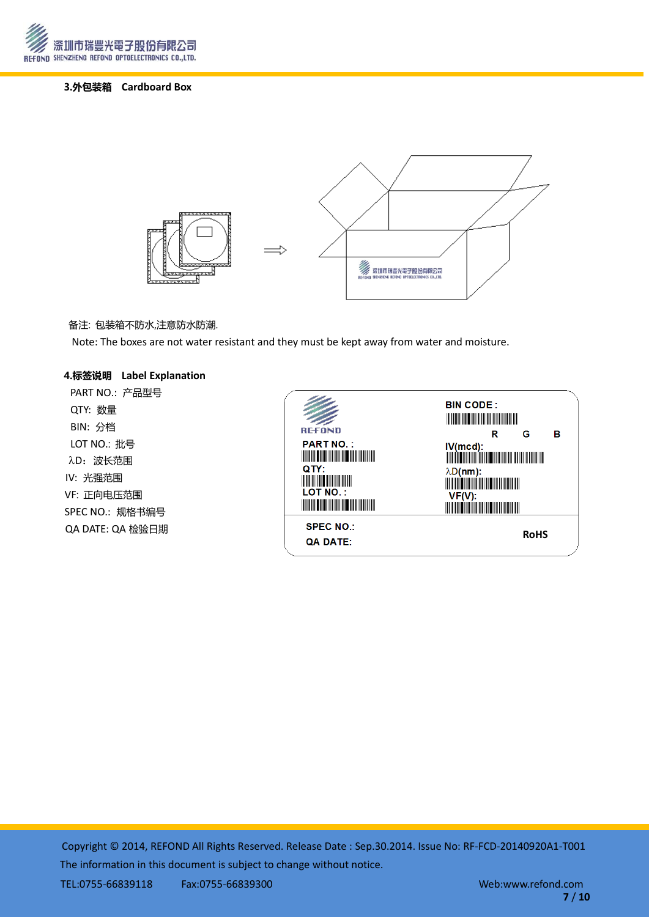### 3.外包装箱　Cardboard Box

备注: 包装箱不防水,注意防水防潮.

Note: The boxes are not water resistant and they must be kept away from water and moisture.

### 4.标签说明　Label Explanation

PART NO.: 产品型号

QTY: 数量

BIN: 分档

LOT NO.: 批号

λD: 波长范围

IV: 光强范围

VF: 正向电压范围

SPEC NO.: 规格书编号

QA DATE: QA 检验日期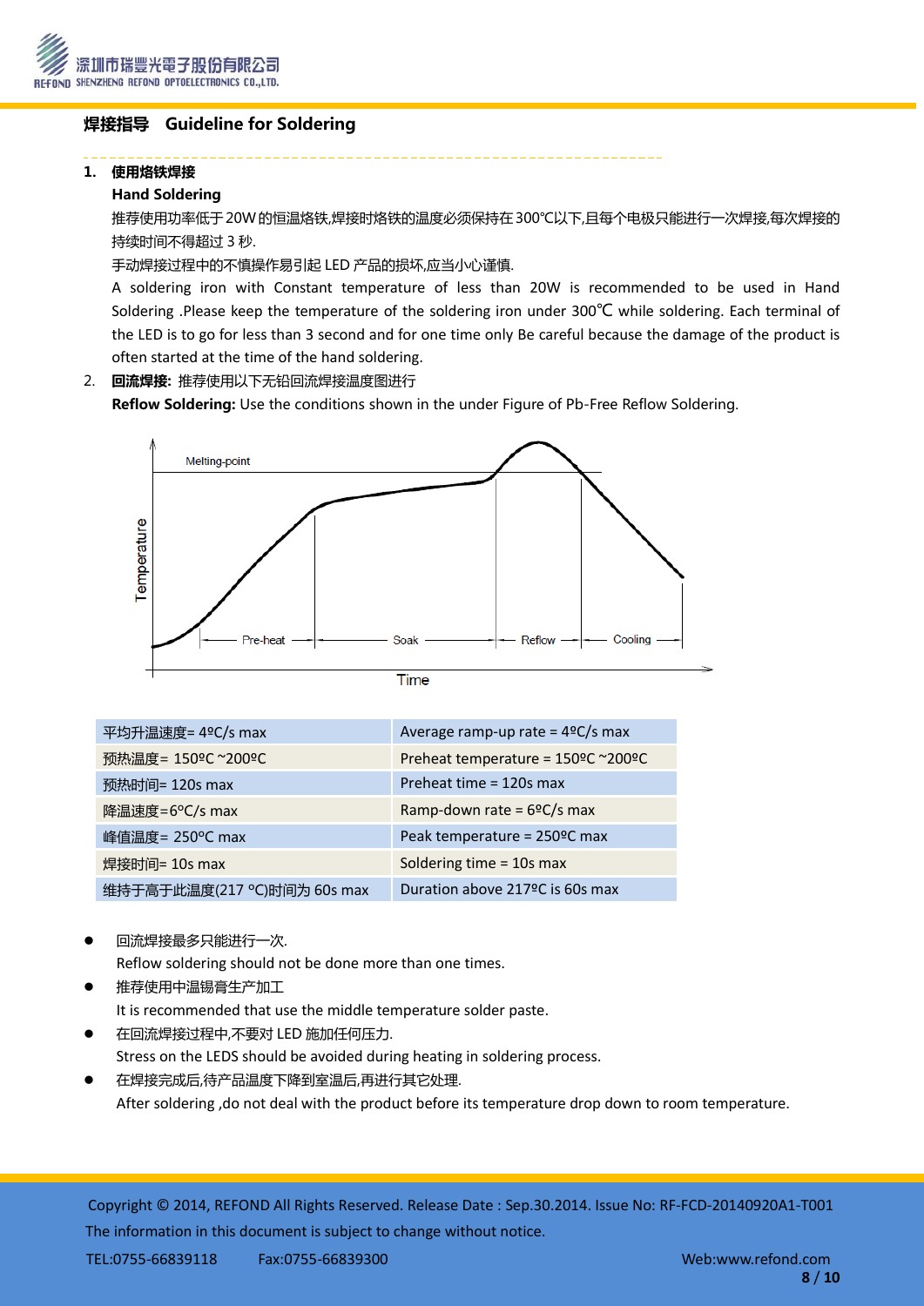## 焊接指导　Guideline for Soldering

1. **使用烙铁焊接**

   **Hand Soldering**

   推荐使用功率低于20W的恒温烙铁,焊接时烙铁的温度必须保持在300°C以下,且每个电极只能进行一次焊接,每次焊接的持续时间不得超过3秒.

   手动焊接过程中的不慎操作易引起LED产品的损坏,应当小心谨慎.

   A soldering iron with Constant temperature of less than 20W is recommended to be used in Hand Soldering .Please keep the temperature of the soldering iron under 300℃ while soldering. Each terminal of the LED is to go for less than 3 second and for one time only Be careful because the damage of the product is often started at the time of the hand soldering.

2. **回流焊接:** 推荐使用以下无铅回流焊接温度图进行

   **Reflow Soldering:** Use the conditions shown in the under Figure of Pb-Free Reflow Soldering.

| 平均升温速度= 4ºC/s max | Average ramp-up rate = 4ºC/s max |
|---|---|
| 预热温度= 150ºC ~200ºC | Preheat temperature = 150ºC ~200ºC |
| 预热时间= 120s max | Preheat time = 120s max |
| 降温速度=6ºC/s max | Ramp-down rate = 6ºC/s max |
| 峰值温度= 250ºC max | Peak temperature = 250ºC max |
| 焊接时间= 10s max | Soldering time = 10s max |
| 维持于高于此温度(217 ºC)时间为 60s max | Duration above 217ºC is 60s max |

- 回流焊接最多只能进行一次.
  Reflow soldering should not be done more than one times.
- 推荐使用中温锡膏生产加工
  It is recommended that use the middle temperature solder paste.
- 在回流焊接过程中,不要对LED施加任何压力.
  Stress on the LEDS should be avoided during heating in soldering process.
- 在焊接完成后,待产品温度下降到室温后,再进行其它处理.
  After soldering ,do not deal with the product before its temperature drop down to room temperature.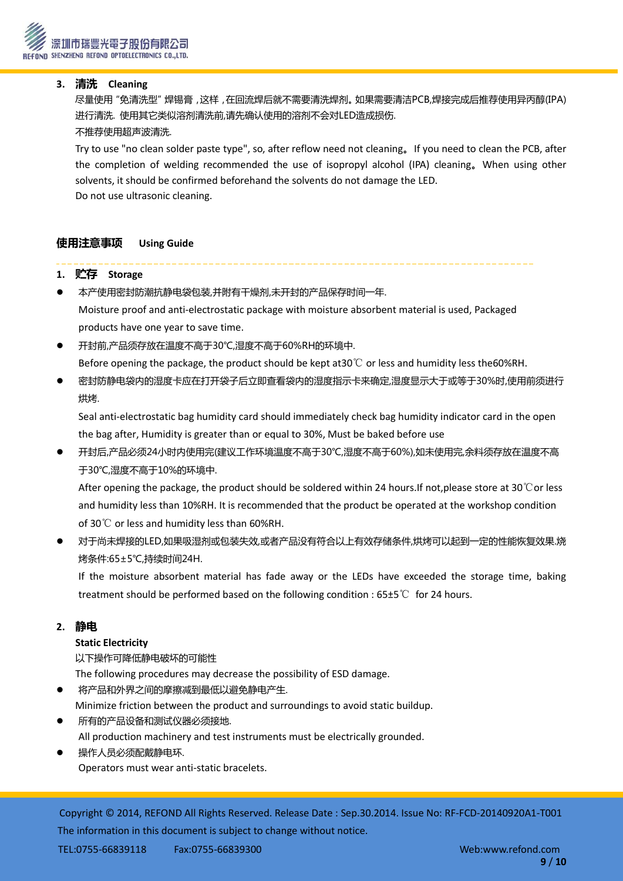### 3. 清洗 Cleaning

尽量使用"免清洗型"焊锡膏，这样，在回流焊后就不需要清洗焊剂。如果需要清洁PCB,焊接完成后推荐使用异丙醇(IPA)进行清洗. 使用其它类似溶剂清洗前,请先确认使用的溶剂不会对LED造成损伤.

不推荐使用超声波清洗.

Try to use "no clean solder paste type", so, after reflow need not cleaning。If you need to clean the PCB, after the completion of welding recommended the use of isopropyl alcohol (IPA) cleaning。When using other solvents, it should be confirmed beforehand the solvents do not damage the LED.

Do not use ultrasonic cleaning.

## 使用注意事项 Using Guide

### 1. 贮存 Storage

- 本产使用密封防潮抗静电袋包装,并附有干燥剂,未开封的产品保存时间一年.
  Moisture proof and anti-electrostatic package with moisture absorbent material is used, Packaged products have one year to save time.
- 开封前,产品须存放在温度不高于30℃,湿度不高于60%RH的环境中.
  Before opening the package, the product should be kept at30℃ or less and humidity less the60%RH.
- 密封防静电袋内的湿度卡应在打开袋子后立即查看袋内的湿度指示卡来确定,湿度显示大于或等于30%时,使用前须进行烘烤.
  Seal anti-electrostatic bag humidity card should immediately check bag humidity indicator card in the open the bag after, Humidity is greater than or equal to 30%, Must be baked before use
- 开封后,产品必须24小时内使用完(建议工作环境温度不高于30℃,湿度不高于60%),如未使用完,余料须存放在温度不高于30℃,湿度不高于10%的环境中.
  After opening the package, the product should be soldered within 24 hours.If not,please store at 30℃or less and humidity less than 10%RH. It is recommended that the product be operated at the workshop condition of 30℃ or less and humidity less than 60%RH.
- 对于尚未焊接的LED,如果吸湿剂或包装失效,或者产品没有符合以上有效存储条件,烘烤可以起到一定的性能恢复效果.烘烤条件:65±5℃,持续时间24H.
  If the moisture absorbent material has fade away or the LEDs have exceeded the storage time, baking treatment should be performed based on the following condition : 65±5℃ for 24 hours.

### 2. 静电

**Static Electricity**

以下操作可降低静电破坏的可能性

The following procedures may decrease the possibility of ESD damage.

- 将产品和外界之间的摩擦减到最低以避免静电产生.
  Minimize friction between the product and surroundings to avoid static buildup.
- 所有的产品设备和测试仪器必须接地.
  All production machinery and test instruments must be electrically grounded.
- 操作人员必须配戴静电环.
  Operators must wear anti-static bracelets.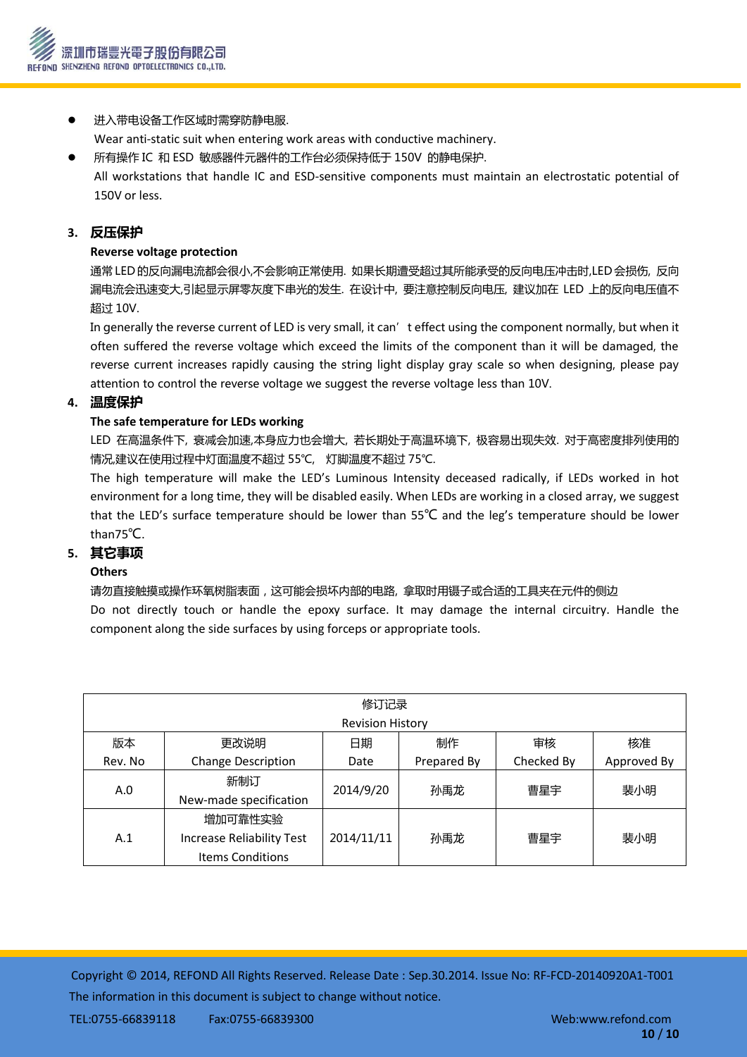- 进入带电设备工作区域时需穿防静电服.
  Wear anti-static suit when entering work areas with conductive machinery.
- 所有操作 IC 和 ESD 敏感器件元器件的工作台必须保持低于 150V 的静电保护.
  All workstations that handle IC and ESD-sensitive components must maintain an electrostatic potential of 150V or less.

## 3. 反压保护

**Reverse voltage protection**

通常 LED 的反向漏电流都会很小,不会影响正常使用. 如果长期遭受超过其所能承受的反向电压冲击时,LED 会损伤, 反向漏电流会迅速变大,引起显示屏零灰度下串光的发生. 在设计中, 要注意控制反向电压, 建议加在 LED 上的反向电压值不超过 10V.

In generally the reverse current of LED is very small, it can' t effect using the component normally, but when it often suffered the reverse voltage which exceed the limits of the component than it will be damaged, the reverse current increases rapidly causing the string light display gray scale so when designing, please pay attention to control the reverse voltage we suggest the reverse voltage less than 10V.

## 4. 温度保护

**The safe temperature for LEDs working**

LED 在高温条件下, 衰减会加速,本身应力也会增大, 若长期处于高温环境下, 极容易出现失效. 对于高密度排列使用的情况,建议在使用过程中灯面温度不超过 55℃, 灯脚温度不超过 75℃.

The high temperature will make the LED's Luminous Intensity deceased radically, if LEDs worked in hot environment for a long time, they will be disabled easily. When LEDs are working in a closed array, we suggest that the LED's surface temperature should be lower than 55℃ and the leg's temperature should be lower than75℃.

## 5. 其它事项

**Others**

请勿直接触摸或操作环氧树脂表面，这可能会损坏内部的电路, 拿取时用镊子或合适的工具夹在元件的侧边

Do not directly touch or handle the epoxy surface. It may damage the internal circuitry. Handle the component along the side surfaces by using forceps or appropriate tools.

| 修订记录<br>Revision History | | | | | |
|---|---|---|---|---|---|
| 版本<br>Rev. No | 更改说明<br>Change Description | 日期<br>Date | 制作<br>Prepared By | 审核<br>Checked By | 核准<br>Approved By |
| A.0 | 新制订<br>New-made specification | 2014/9/20 | 孙禹龙 | 曹星宇 | 裴小明 |
| A.1 | 增加可靠性实验<br>Increase Reliability Test Items Conditions | 2014/11/11 | 孙禹龙 | 曹星宇 | 裴小明 |